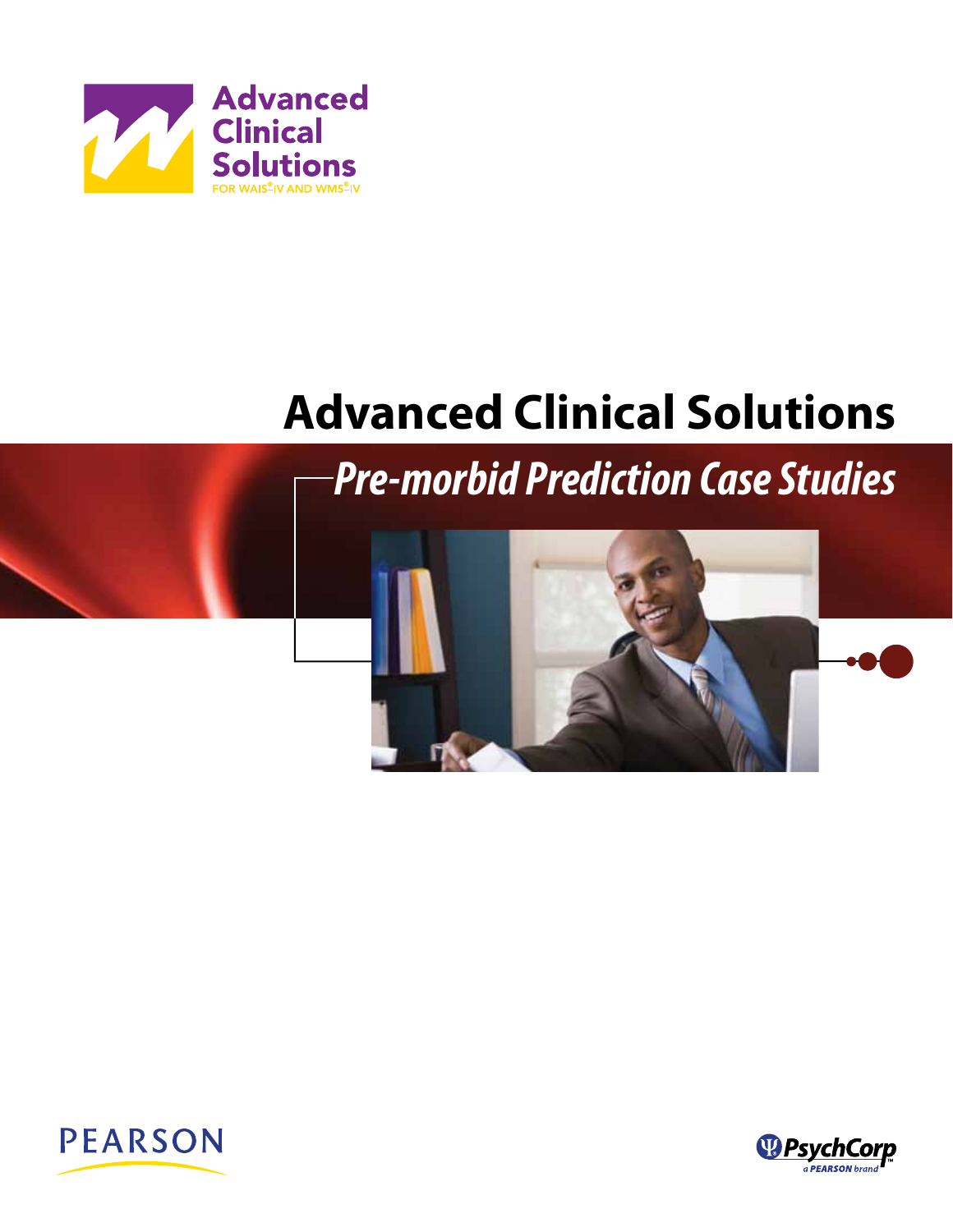Advanced Clinical Solutions
FOR WAIS®-IV AND WMS®-IV

# Advanced Clinical Solutions

## *Pre-morbid Prediction Case Studies*

PEARSON

PsychCorp
a PEARSON brand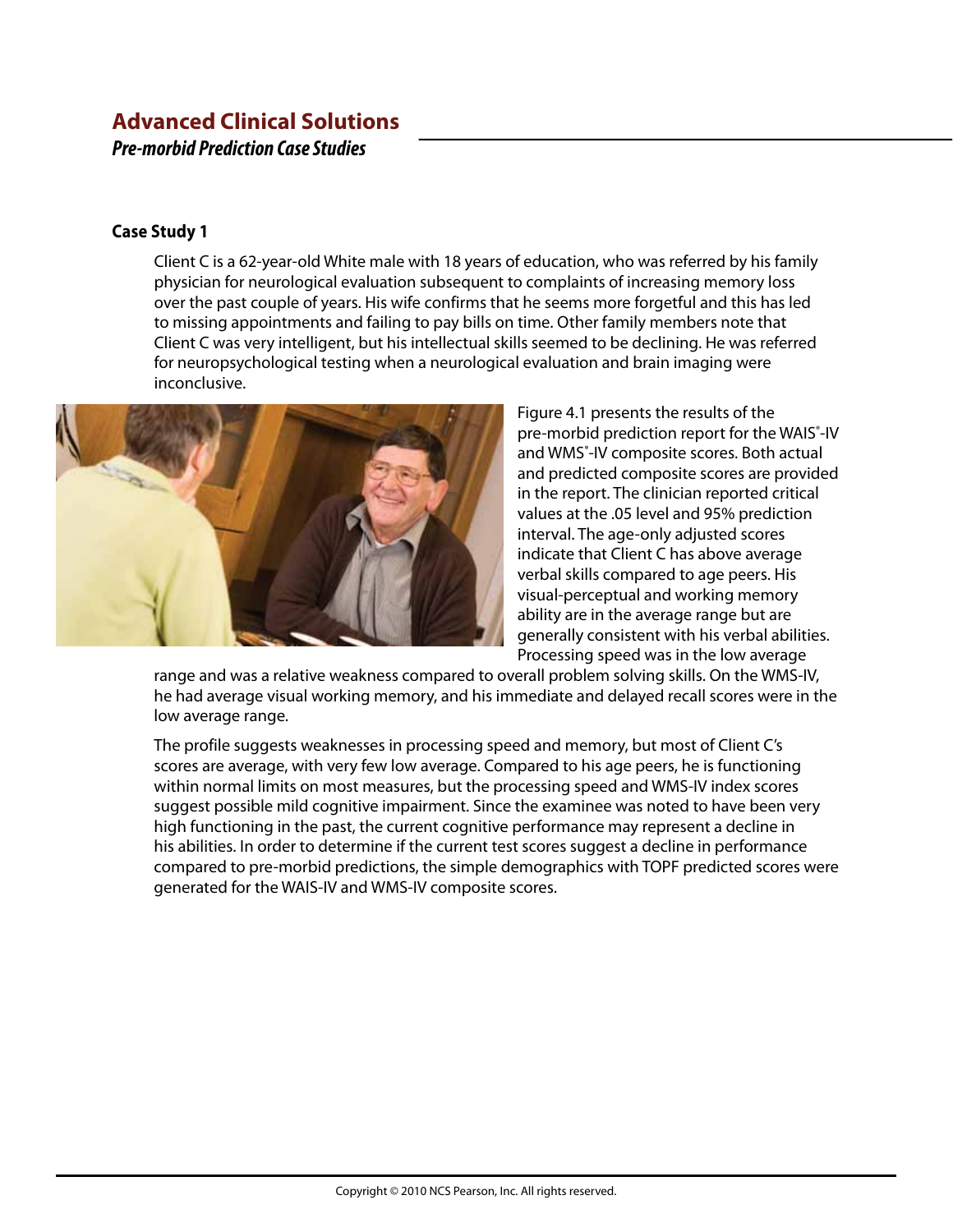# Advanced Clinical Solutions

***Pre-morbid Prediction Case Studies***

### Case Study 1

Client C is a 62-year-old White male with 18 years of education, who was referred by his family physician for neurological evaluation subsequent to complaints of increasing memory loss over the past couple of years. His wife confirms that he seems more forgetful and this has led to missing appointments and failing to pay bills on time. Other family members note that Client C was very intelligent, but his intellectual skills seemed to be declining. He was referred for neuropsychological testing when a neurological evaluation and brain imaging were inconclusive.

Figure 4.1 presents the results of the pre-morbid prediction report for the WAIS®-IV and WMS®-IV composite scores. Both actual and predicted composite scores are provided in the report. The clinician reported critical values at the .05 level and 95% prediction interval. The age-only adjusted scores indicate that Client C has above average verbal skills compared to age peers. His visual-perceptual and working memory ability are in the average range but are generally consistent with his verbal abilities. Processing speed was in the low average range and was a relative weakness compared to overall problem solving skills. On the WMS-IV, he had average visual working memory, and his immediate and delayed recall scores were in the low average range.

The profile suggests weaknesses in processing speed and memory, but most of Client C's scores are average, with very few low average. Compared to his age peers, he is functioning within normal limits on most measures, but the processing speed and WMS-IV index scores suggest possible mild cognitive impairment. Since the examinee was noted to have been very high functioning in the past, the current cognitive performance may represent a decline in his abilities. In order to determine if the current test scores suggest a decline in performance compared to pre-morbid predictions, the simple demographics with TOPF predicted scores were generated for the WAIS-IV and WMS-IV composite scores.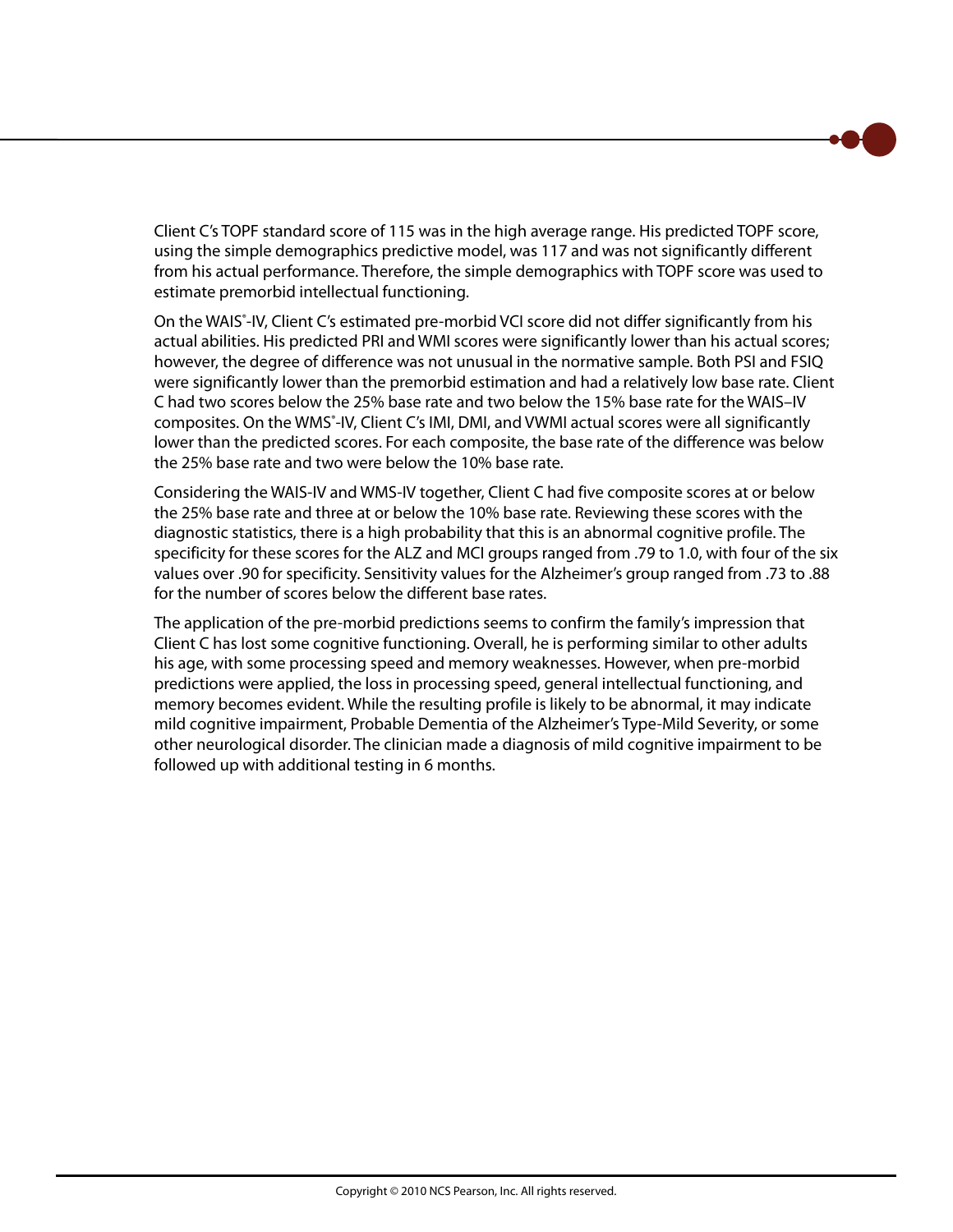Client C's TOPF standard score of 115 was in the high average range. His predicted TOPF score, using the simple demographics predictive model, was 117 and was not significantly different from his actual performance. Therefore, the simple demographics with TOPF score was used to estimate premorbid intellectual functioning.

On the WAIS®-IV, Client C's estimated pre-morbid VCI score did not differ significantly from his actual abilities. His predicted PRI and WMI scores were significantly lower than his actual scores; however, the degree of difference was not unusual in the normative sample. Both PSI and FSIQ were significantly lower than the premorbid estimation and had a relatively low base rate. Client C had two scores below the 25% base rate and two below the 15% base rate for the WAIS–IV composites. On the WMS®-IV, Client C's IMI, DMI, and VWMI actual scores were all significantly lower than the predicted scores. For each composite, the base rate of the difference was below the 25% base rate and two were below the 10% base rate.

Considering the WAIS-IV and WMS-IV together, Client C had five composite scores at or below the 25% base rate and three at or below the 10% base rate. Reviewing these scores with the diagnostic statistics, there is a high probability that this is an abnormal cognitive profile. The specificity for these scores for the ALZ and MCI groups ranged from .79 to 1.0, with four of the six values over .90 for specificity. Sensitivity values for the Alzheimer's group ranged from .73 to .88 for the number of scores below the different base rates.

The application of the pre-morbid predictions seems to confirm the family's impression that Client C has lost some cognitive functioning. Overall, he is performing similar to other adults his age, with some processing speed and memory weaknesses. However, when pre-morbid predictions were applied, the loss in processing speed, general intellectual functioning, and memory becomes evident. While the resulting profile is likely to be abnormal, it may indicate mild cognitive impairment, Probable Dementia of the Alzheimer's Type-Mild Severity, or some other neurological disorder. The clinician made a diagnosis of mild cognitive impairment to be followed up with additional testing in 6 months.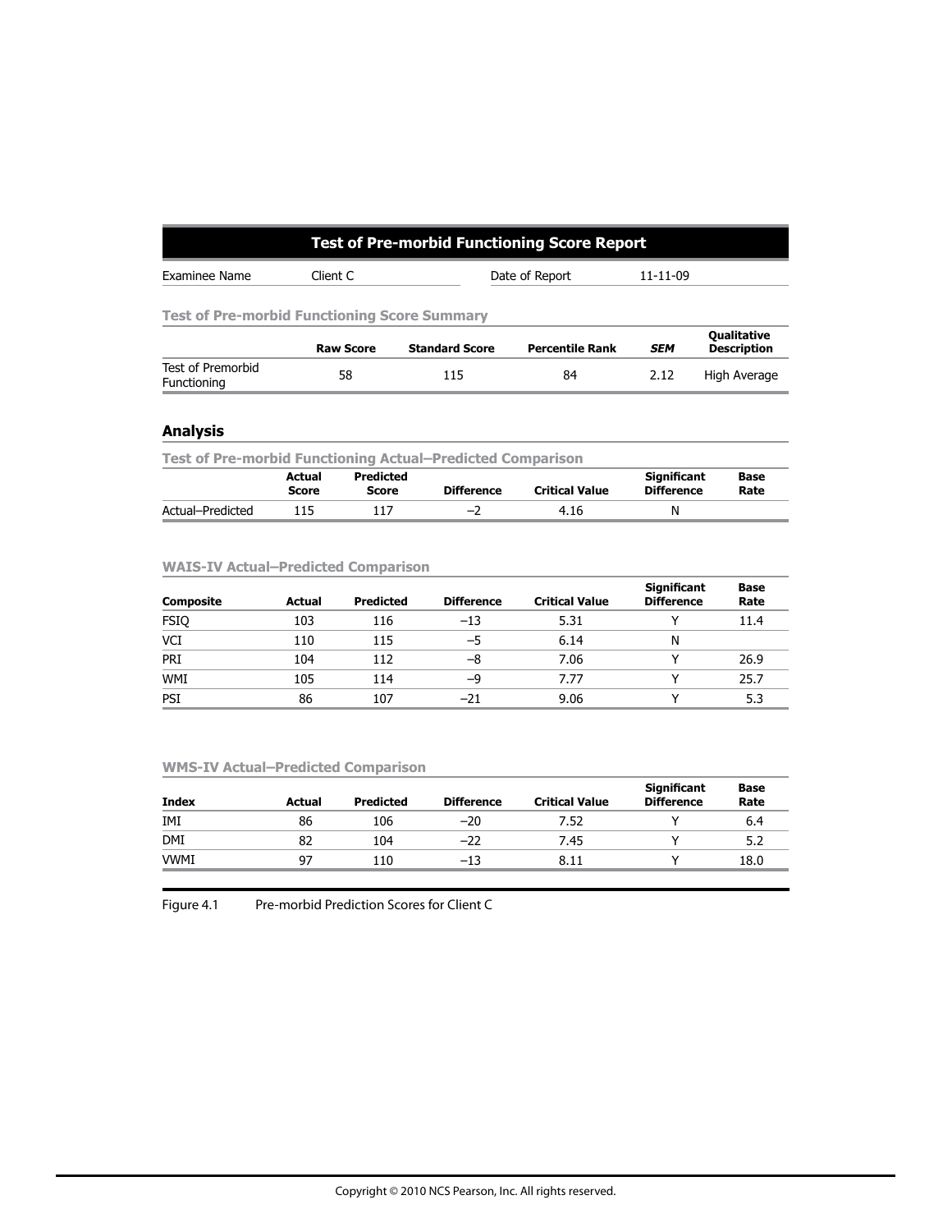## Test of Pre-morbid Functioning Score Report

| Examinee Name | Client C | Date of Report | 11-11-09 |
|---|---|---|---|

### Test of Pre-morbid Functioning Score Summary

| | Raw Score | Standard Score | Percentile Rank | *SEM* | Qualitative Description |
|---|---|---|---|---|---|
| Test of Premorbid Functioning | 58 | 115 | 84 | 2.12 | High Average |

## Analysis

### Test of Pre-morbid Functioning Actual–Predicted Comparison

| | Actual Score | Predicted Score | Difference | Critical Value | Significant Difference | Base Rate |
|---|---|---|---|---|---|---|
| Actual–Predicted | 115 | 117 | –2 | 4.16 | N | |

### WAIS-IV Actual–Predicted Comparison

| Composite | Actual | Predicted | Difference | Critical Value | Significant Difference | Base Rate |
|---|---|---|---|---|---|---|
| FSIQ | 103 | 116 | –13 | 5.31 | Y | 11.4 |
| VCI | 110 | 115 | –5 | 6.14 | N | |
| PRI | 104 | 112 | –8 | 7.06 | Y | 26.9 |
| WMI | 105 | 114 | –9 | 7.77 | Y | 25.7 |
| PSI | 86 | 107 | –21 | 9.06 | Y | 5.3 |

### WMS-IV Actual–Predicted Comparison

| Index | Actual | Predicted | Difference | Critical Value | Significant Difference | Base Rate |
|---|---|---|---|---|---|---|
| IMI | 86 | 106 | –20 | 7.52 | Y | 6.4 |
| DMI | 82 | 104 | –22 | 7.45 | Y | 5.2 |
| VWMI | 97 | 110 | –13 | 8.11 | Y | 18.0 |

Figure 4.1 Pre-morbid Prediction Scores for Client C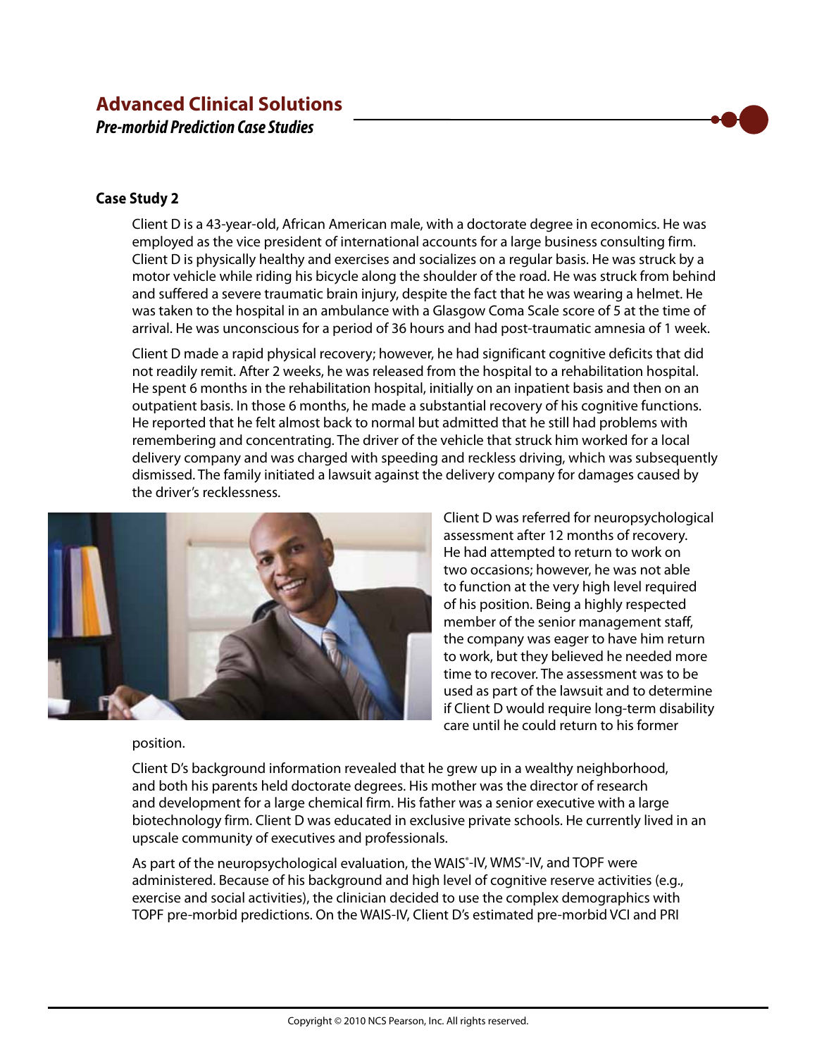## Case Study 2

Client D is a 43-year-old, African American male, with a doctorate degree in economics. He was employed as the vice president of international accounts for a large business consulting firm. Client D is physically healthy and exercises and socializes on a regular basis. He was struck by a motor vehicle while riding his bicycle along the shoulder of the road. He was struck from behind and suffered a severe traumatic brain injury, despite the fact that he was wearing a helmet. He was taken to the hospital in an ambulance with a Glasgow Coma Scale score of 5 at the time of arrival. He was unconscious for a period of 36 hours and had post-traumatic amnesia of 1 week.

Client D made a rapid physical recovery; however, he had significant cognitive deficits that did not readily remit. After 2 weeks, he was released from the hospital to a rehabilitation hospital. He spent 6 months in the rehabilitation hospital, initially on an inpatient basis and then on an outpatient basis. In those 6 months, he made a substantial recovery of his cognitive functions. He reported that he felt almost back to normal but admitted that he still had problems with remembering and concentrating. The driver of the vehicle that struck him worked for a local delivery company and was charged with speeding and reckless driving, which was subsequently dismissed. The family initiated a lawsuit against the delivery company for damages caused by the driver's recklessness.

Client D was referred for neuropsychological assessment after 12 months of recovery. He had attempted to return to work on two occasions; however, he was not able to function at the very high level required of his position. Being a highly respected member of the senior management staff, the company was eager to have him return to work, but they believed he needed more time to recover. The assessment was to be used as part of the lawsuit and to determine if Client D would require long-term disability care until he could return to his former position.

Client D's background information revealed that he grew up in a wealthy neighborhood, and both his parents held doctorate degrees. His mother was the director of research and development for a large chemical firm. His father was a senior executive with a large biotechnology firm. Client D was educated in exclusive private schools. He currently lived in an upscale community of executives and professionals.

As part of the neuropsychological evaluation, the WAIS®-IV, WMS®-IV, and TOPF were administered. Because of his background and high level of cognitive reserve activities (e.g., exercise and social activities), the clinician decided to use the complex demographics with TOPF pre-morbid predictions. On the WAIS-IV, Client D's estimated pre-morbid VCI and PRI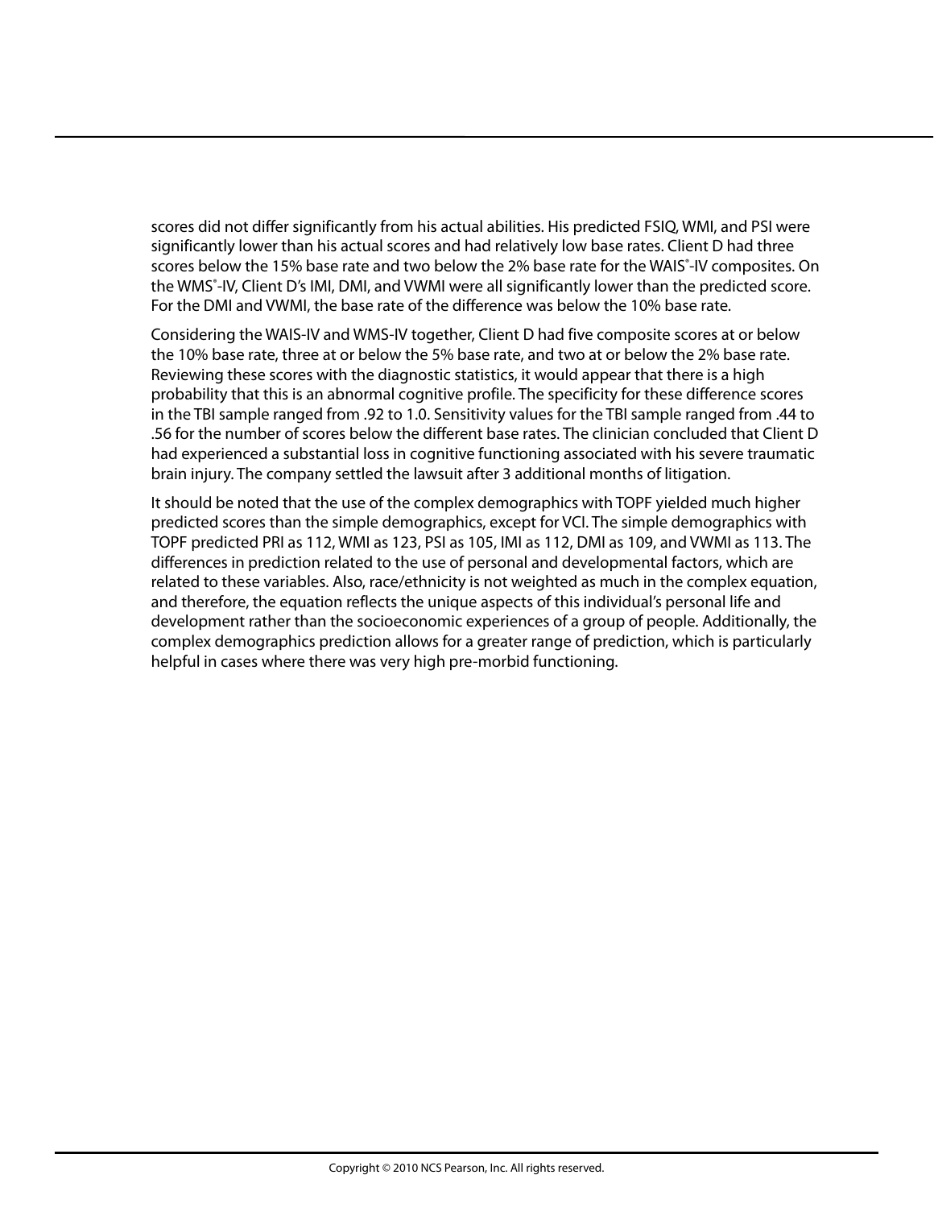scores did not differ significantly from his actual abilities. His predicted FSIQ, WMI, and PSI were significantly lower than his actual scores and had relatively low base rates. Client D had three scores below the 15% base rate and two below the 2% base rate for the WAIS®-IV composites. On the WMS®-IV, Client D's IMI, DMI, and VWMI were all significantly lower than the predicted score. For the DMI and VWMI, the base rate of the difference was below the 10% base rate.

Considering the WAIS-IV and WMS-IV together, Client D had five composite scores at or below the 10% base rate, three at or below the 5% base rate, and two at or below the 2% base rate. Reviewing these scores with the diagnostic statistics, it would appear that there is a high probability that this is an abnormal cognitive profile. The specificity for these difference scores in the TBI sample ranged from .92 to 1.0. Sensitivity values for the TBI sample ranged from .44 to .56 for the number of scores below the different base rates. The clinician concluded that Client D had experienced a substantial loss in cognitive functioning associated with his severe traumatic brain injury. The company settled the lawsuit after 3 additional months of litigation.

It should be noted that the use of the complex demographics with TOPF yielded much higher predicted scores than the simple demographics, except for VCI. The simple demographics with TOPF predicted PRI as 112, WMI as 123, PSI as 105, IMI as 112, DMI as 109, and VWMI as 113. The differences in prediction related to the use of personal and developmental factors, which are related to these variables. Also, race/ethnicity is not weighted as much in the complex equation, and therefore, the equation reflects the unique aspects of this individual's personal life and development rather than the socioeconomic experiences of a group of people. Additionally, the complex demographics prediction allows for a greater range of prediction, which is particularly helpful in cases where there was very high pre-morbid functioning.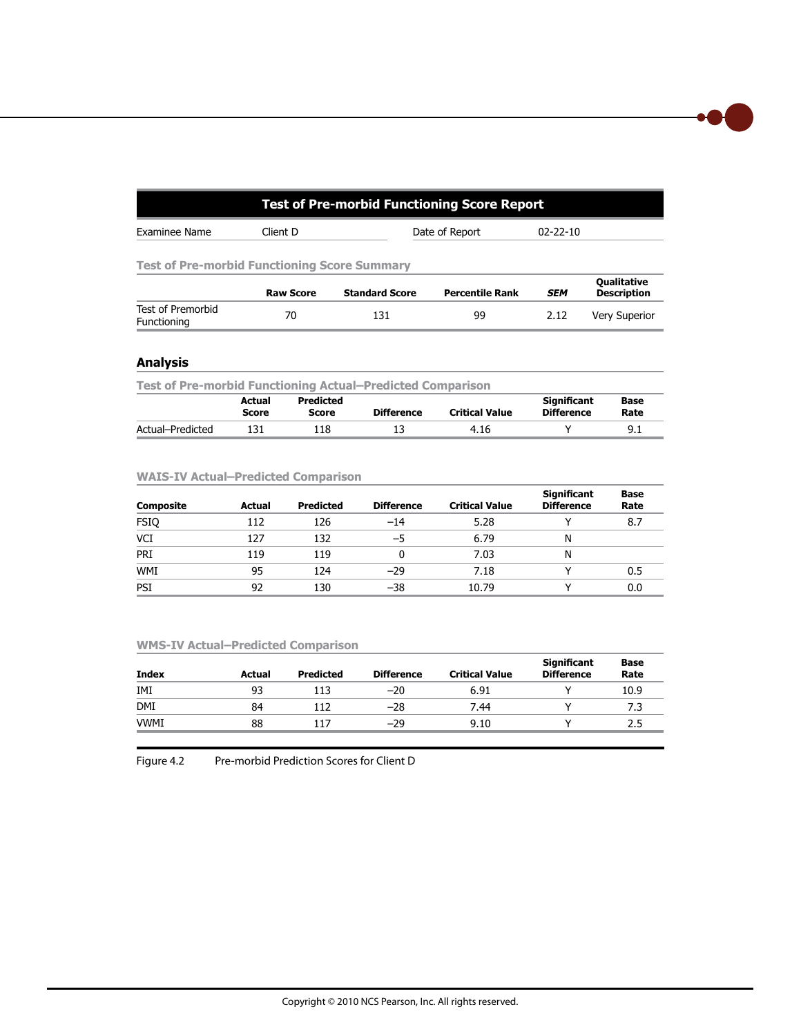## Test of Pre-morbid Functioning Score Report

| Examinee Name | Client D | Date of Report | 02-22-10 |
|---|---|---|---|

### Test of Pre-morbid Functioning Score Summary

| | Raw Score | Standard Score | Percentile Rank | *SEM* | Qualitative Description |
|---|---|---|---|---|---|
| Test of Premorbid Functioning | 70 | 131 | 99 | 2.12 | Very Superior |

## Analysis

### Test of Pre-morbid Functioning Actual–Predicted Comparison

| | Actual Score | Predicted Score | Difference | Critical Value | Significant Difference | Base Rate |
|---|---|---|---|---|---|---|
| Actual–Predicted | 131 | 118 | 13 | 4.16 | Y | 9.1 |

### WAIS-IV Actual–Predicted Comparison

| Composite | Actual | Predicted | Difference | Critical Value | Significant Difference | Base Rate |
|---|---|---|---|---|---|---|
| FSIQ | 112 | 126 | −14 | 5.28 | Y | 8.7 |
| VCI | 127 | 132 | −5 | 6.79 | N | |
| PRI | 119 | 119 | 0 | 7.03 | N | |
| WMI | 95 | 124 | −29 | 7.18 | Y | 0.5 |
| PSI | 92 | 130 | −38 | 10.79 | Y | 0.0 |

### WMS-IV Actual–Predicted Comparison

| Index | Actual | Predicted | Difference | Critical Value | Significant Difference | Base Rate |
|---|---|---|---|---|---|---|
| IMI | 93 | 113 | −20 | 6.91 | Y | 10.9 |
| DMI | 84 | 112 | −28 | 7.44 | Y | 7.3 |
| VWMI | 88 | 117 | −29 | 9.10 | Y | 2.5 |

Figure 4.2 Pre-morbid Prediction Scores for Client D

Copyright © 2010 NCS Pearson, Inc. All rights reserved.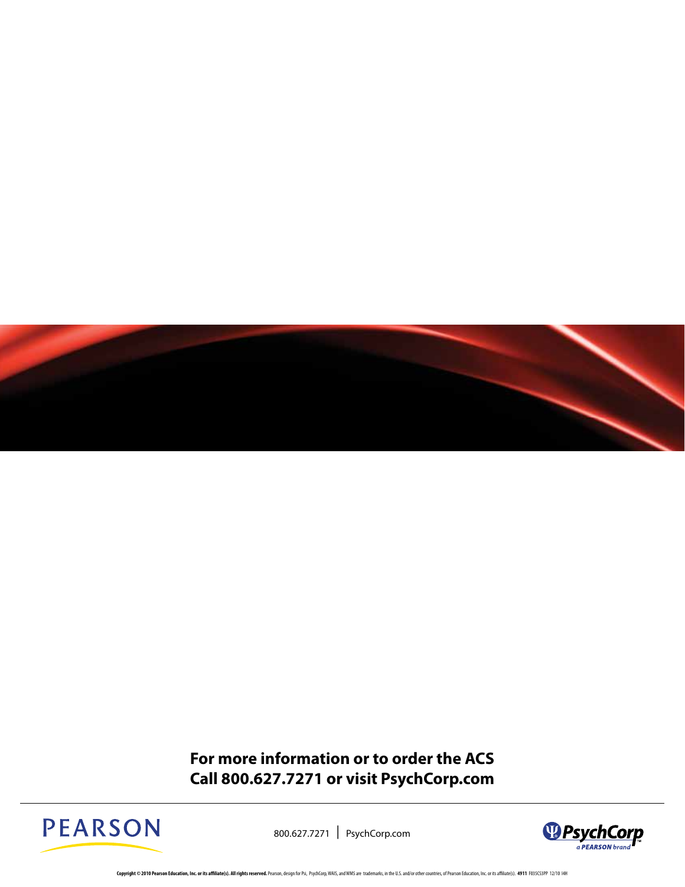**For more information or to order the ACS**
**Call 800.627.7271 or visit PsychCorp.com**

PEARSON

800.627.7271 | PsychCorp.com

PsychCorp a PEARSON brand

**Copyright © 2010 Pearson Education, Inc. or its affiliate(s). All rights reserved.** Pearson, design for Psi, PsychCorp, WAIS, and WMS are trademarks, in the U.S. and/or other countries, of Pearson Education, Inc. or its affiliate(s). **4911** F035CS3PP 12/10 I4H